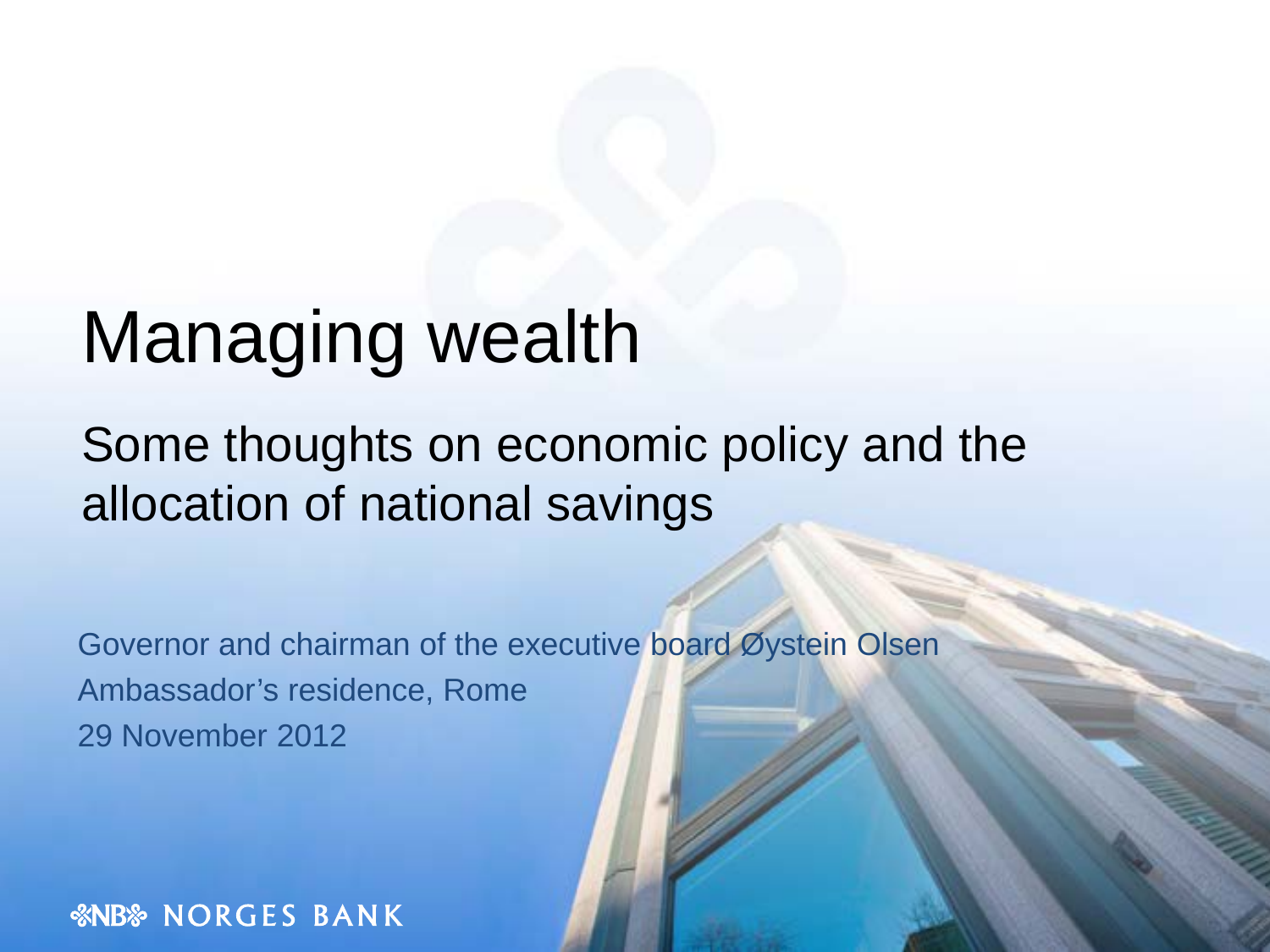# Managing wealth

## Some thoughts on economic policy and the allocation of national savings

Governor and chairman of the executive board Øystein Olsen
Ambassador's residence, Rome
29 November 2012

NORGES BANK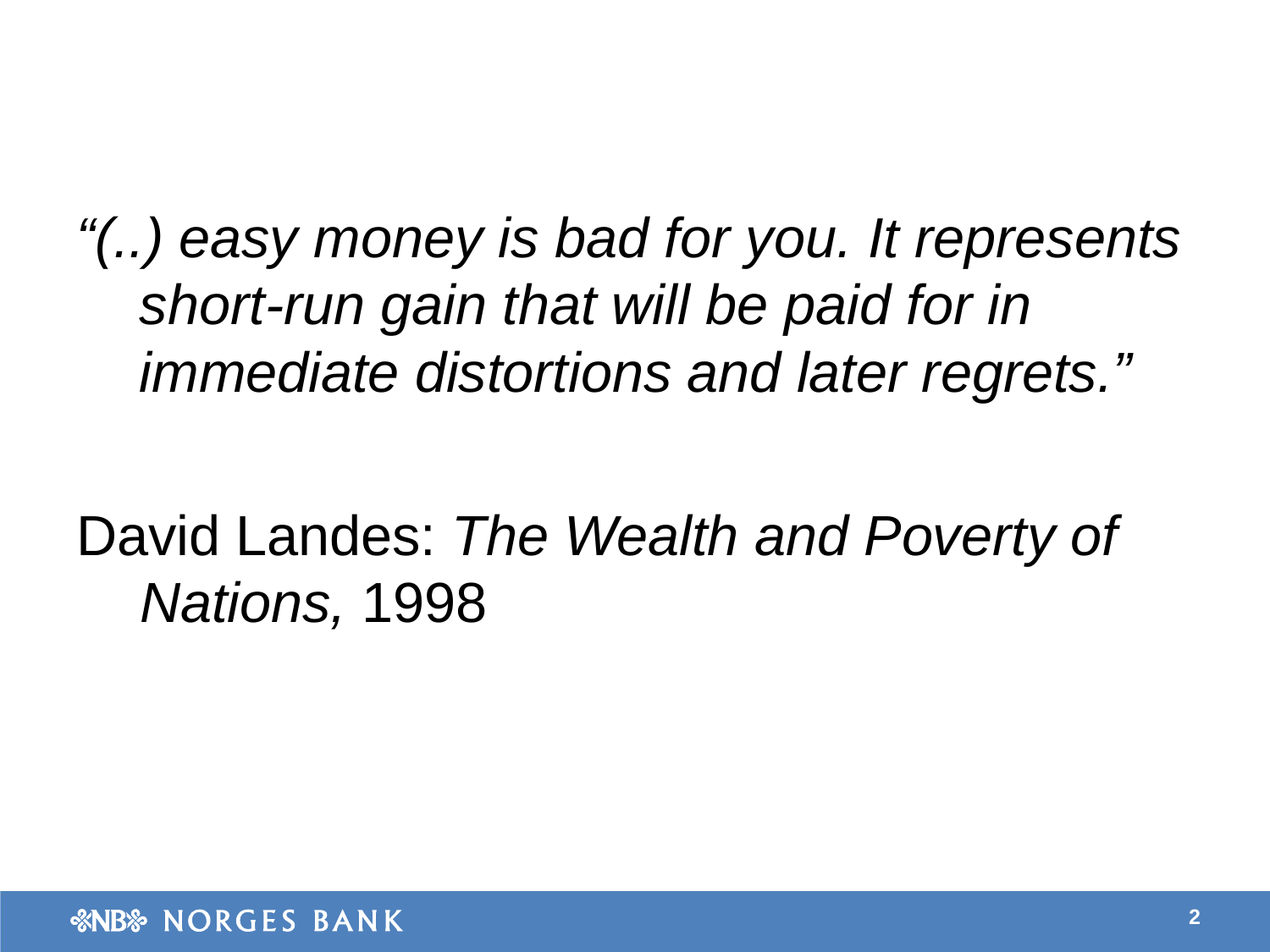*“(..) easy money is bad for you. It represents short-run gain that will be paid for in immediate distortions and later regrets.”*

David Landes: *The Wealth and Poverty of Nations,* 1998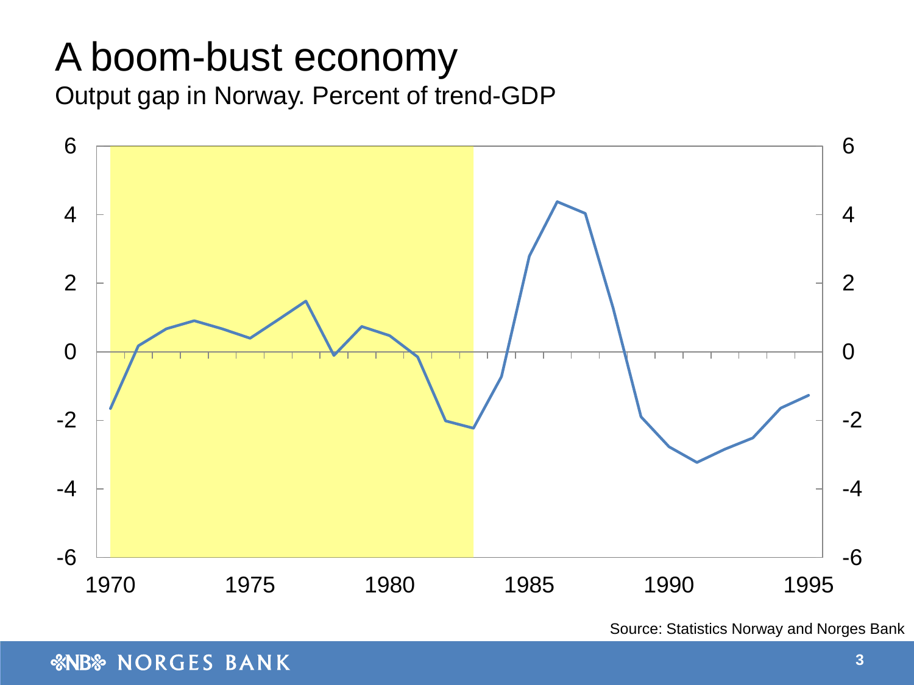# A boom-bust economy

Output gap in Norway. Percent of trend-GDP

Source: Statistics Norway and Norges Bank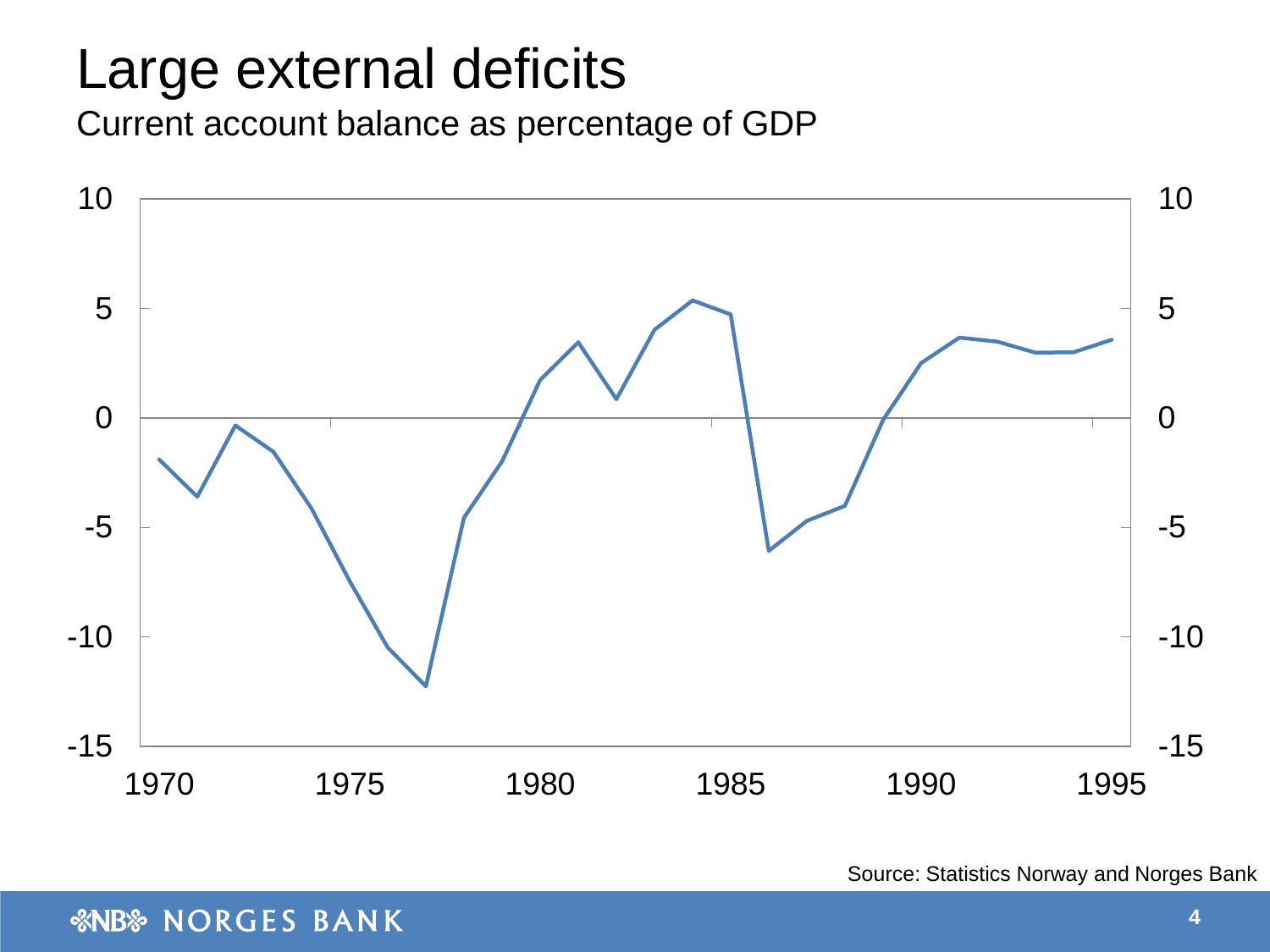# Large external deficits

Current account balance as percentage of GDP

Source: Statistics Norway and Norges Bank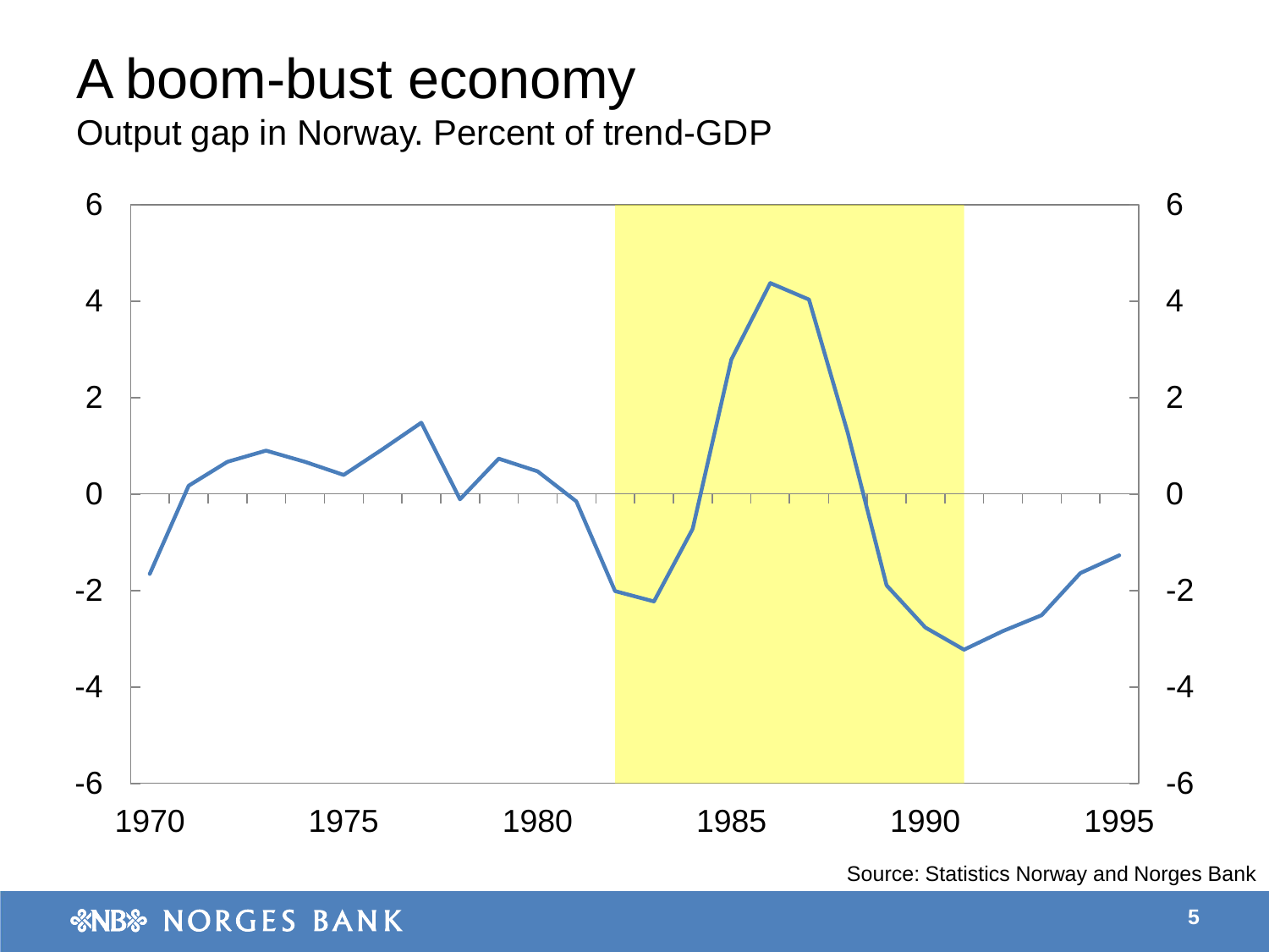# A boom-bust economy

Output gap in Norway. Percent of trend-GDP

Source: Statistics Norway and Norges Bank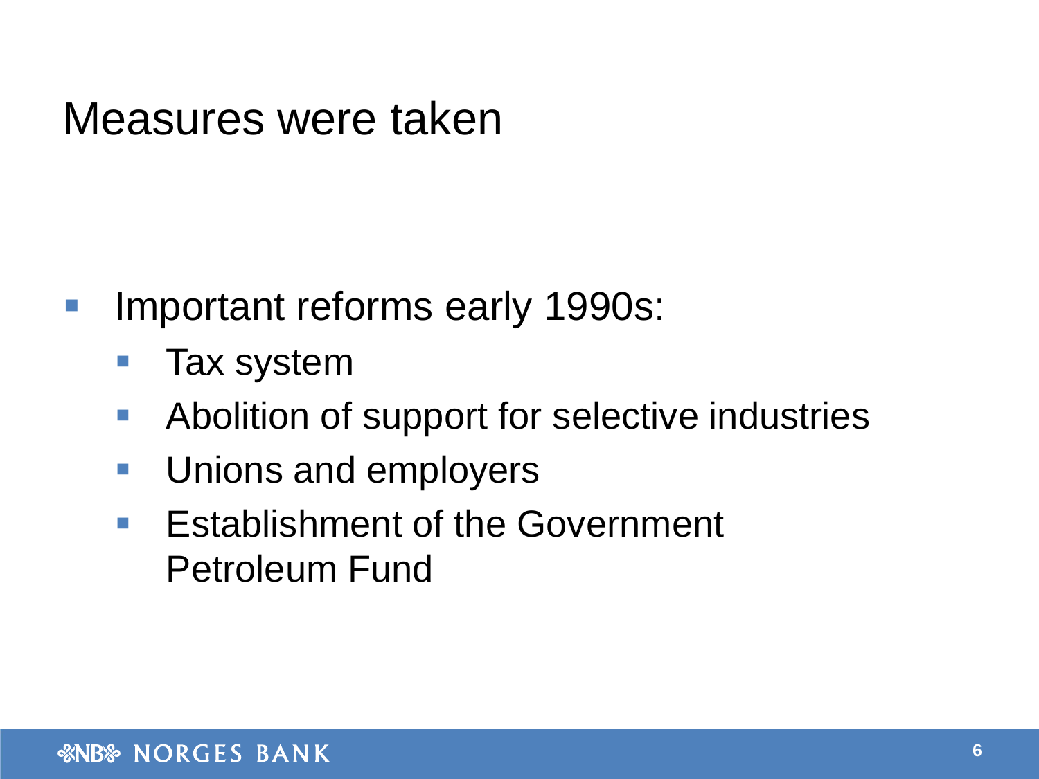# Measures were taken

- Important reforms early 1990s:
  - Tax system
  - Abolition of support for selective industries
  - Unions and employers
  - Establishment of the Government Petroleum Fund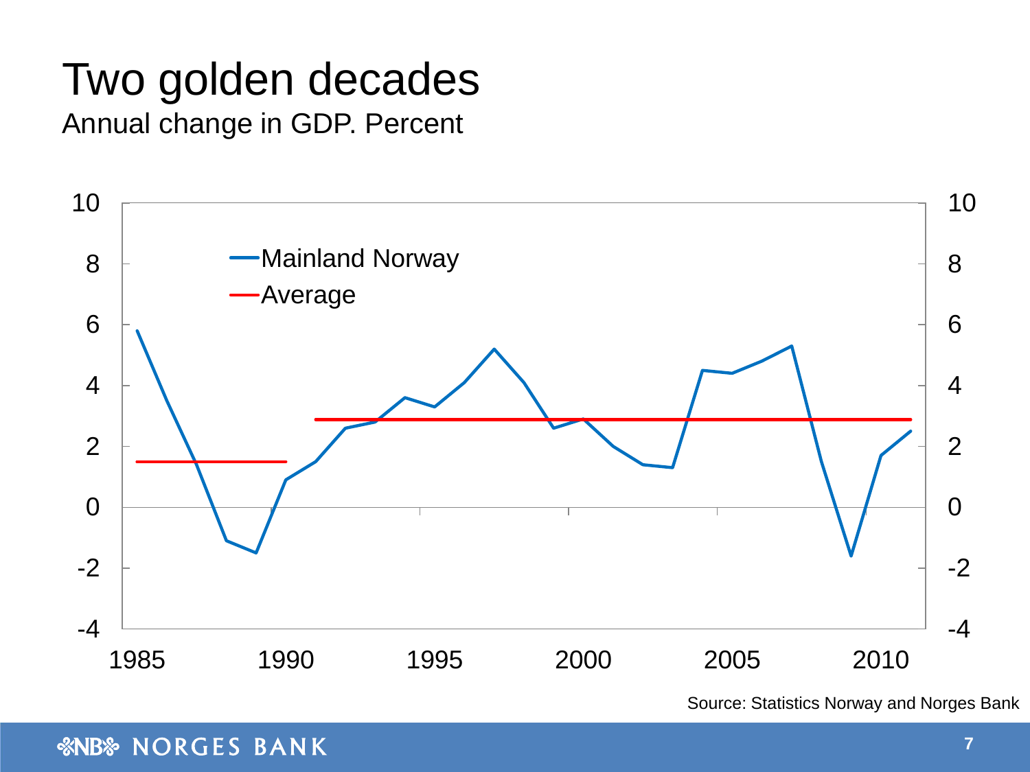# Two golden decades

Annual change in GDP. Percent

Mainland Norway

Average

Source: Statistics Norway and Norges Bank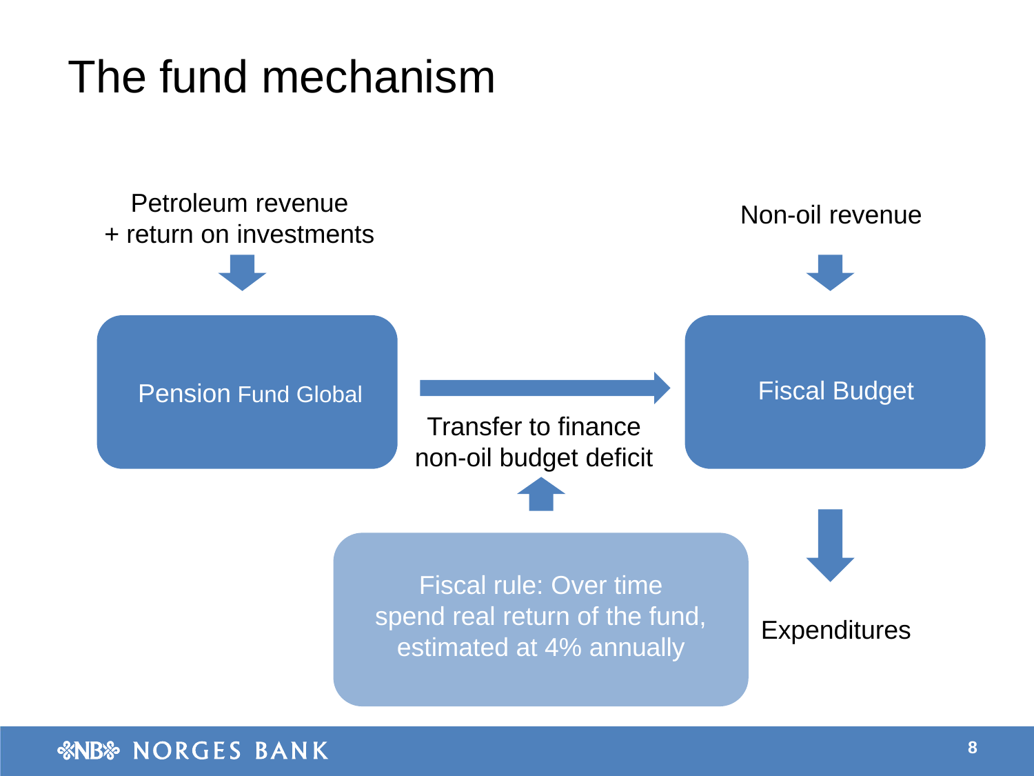# The fund mechanism

Petroleum revenue
+ return on investments

Pension Fund Global

Transfer to finance
non-oil budget deficit

Non-oil revenue

Fiscal Budget

Fiscal rule: Over time
spend real return of the fund,
estimated at 4% annually

Expenditures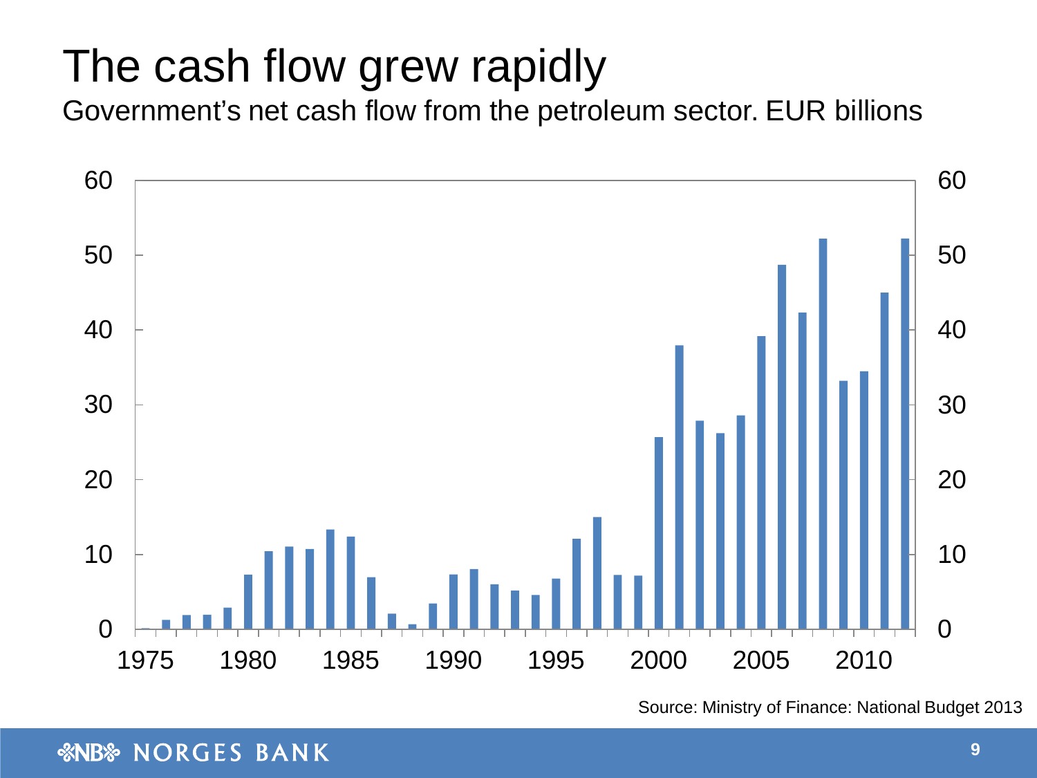# The cash flow grew rapidly

Government's net cash flow from the petroleum sector. EUR billions

Source: Ministry of Finance: National Budget 2013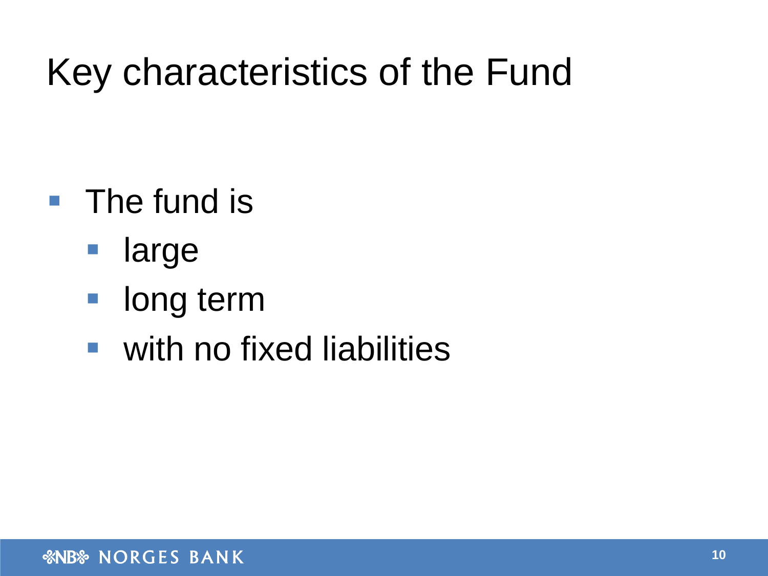# Key characteristics of the Fund

- The fund is
  - large
  - long term
  - with no fixed liabilities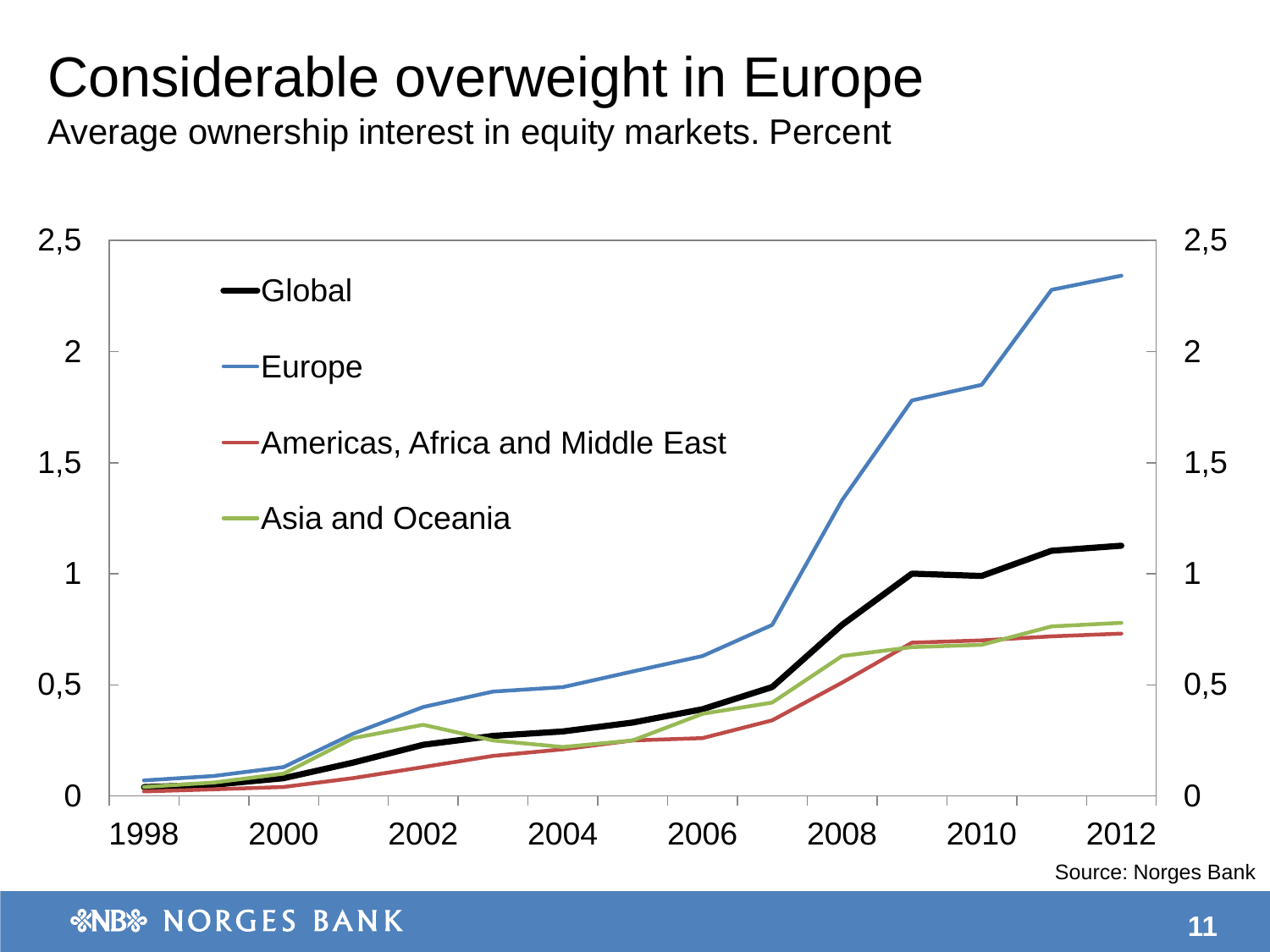# Considerable overweight in Europe

Average ownership interest in equity markets. Percent

Global

Europe

Americas, Africa and Middle East

Asia and Oceania

2,5 2,5
2 2
1,5 1,5
1 1
0,5 0,5
0 0

1998 2000 2002 2004 2006 2008 2010 2012

Source: Norges Bank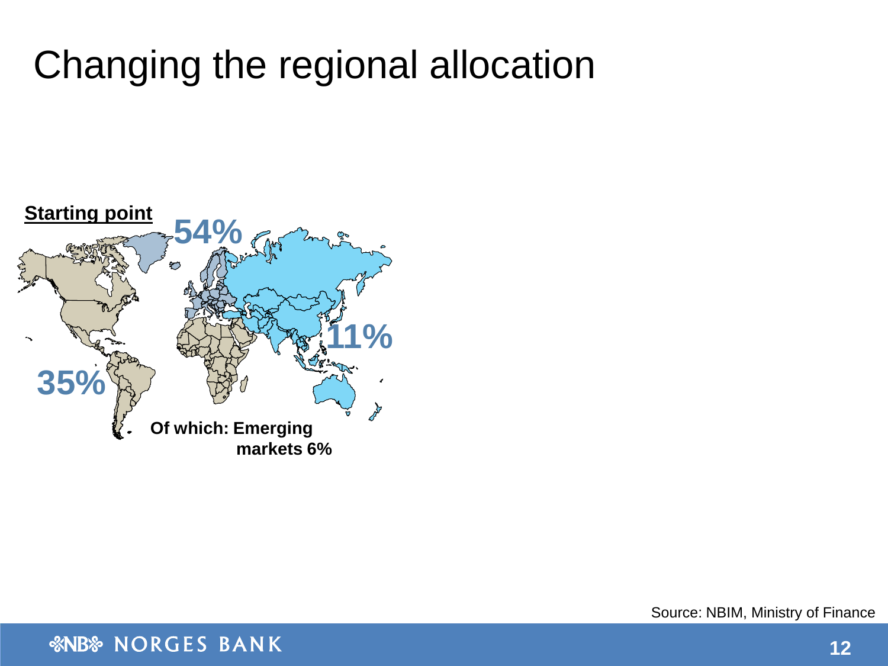# Changing the regional allocation

**Starting point**

54%

11%

35%

**Of which: Emerging markets 6%**

Source: NBIM, Ministry of Finance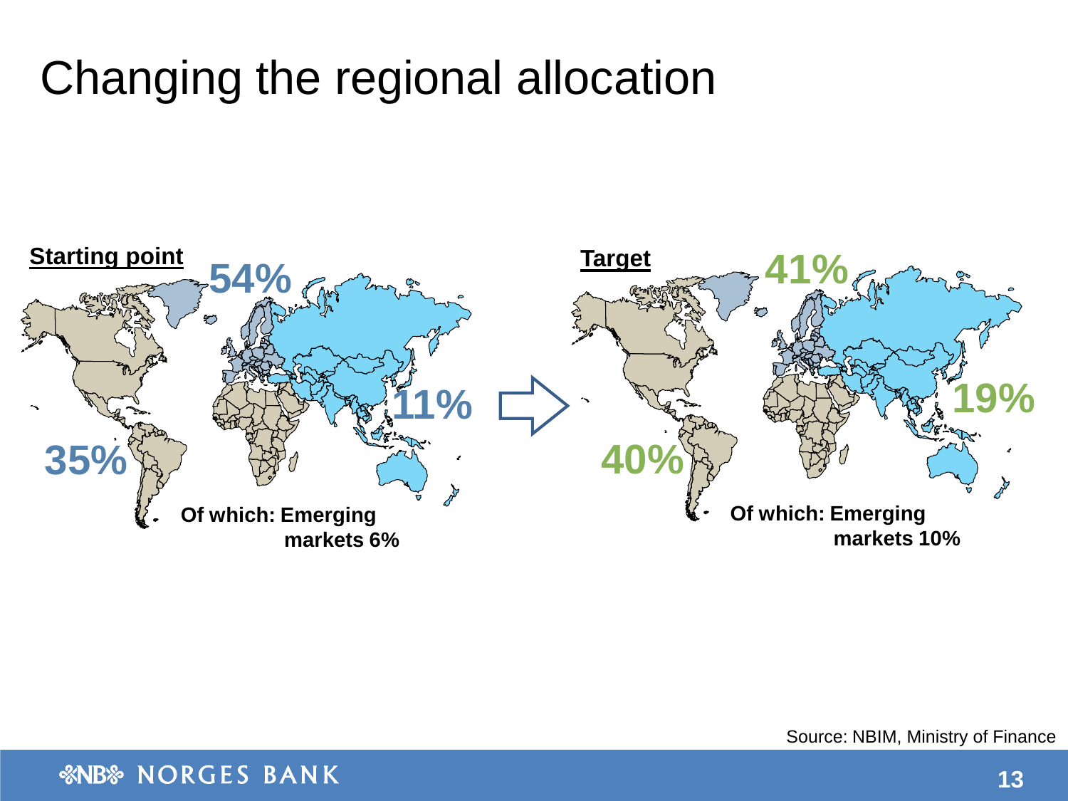# Changing the regional allocation

**Starting point**

54%

11%

35%

**Of which: Emerging markets 6%**

**Target**

41%

19%

40%

**Of which: Emerging markets 10%**

Source: NBIM, Ministry of Finance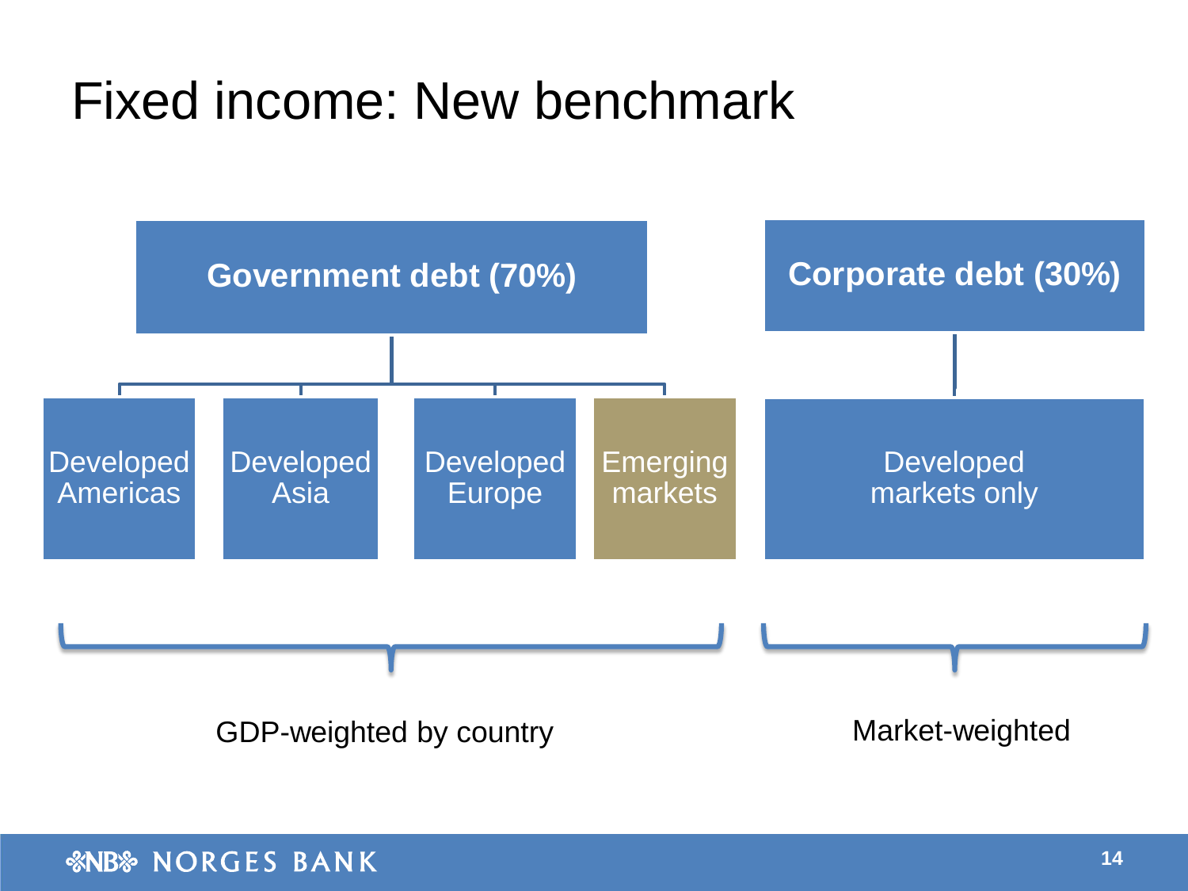# Fixed income: New benchmark

**Government debt (70%)**

- Developed Americas
- Developed Asia
- Developed Europe
- Emerging markets

GDP-weighted by country

**Corporate debt (30%)**

- Developed markets only

Market-weighted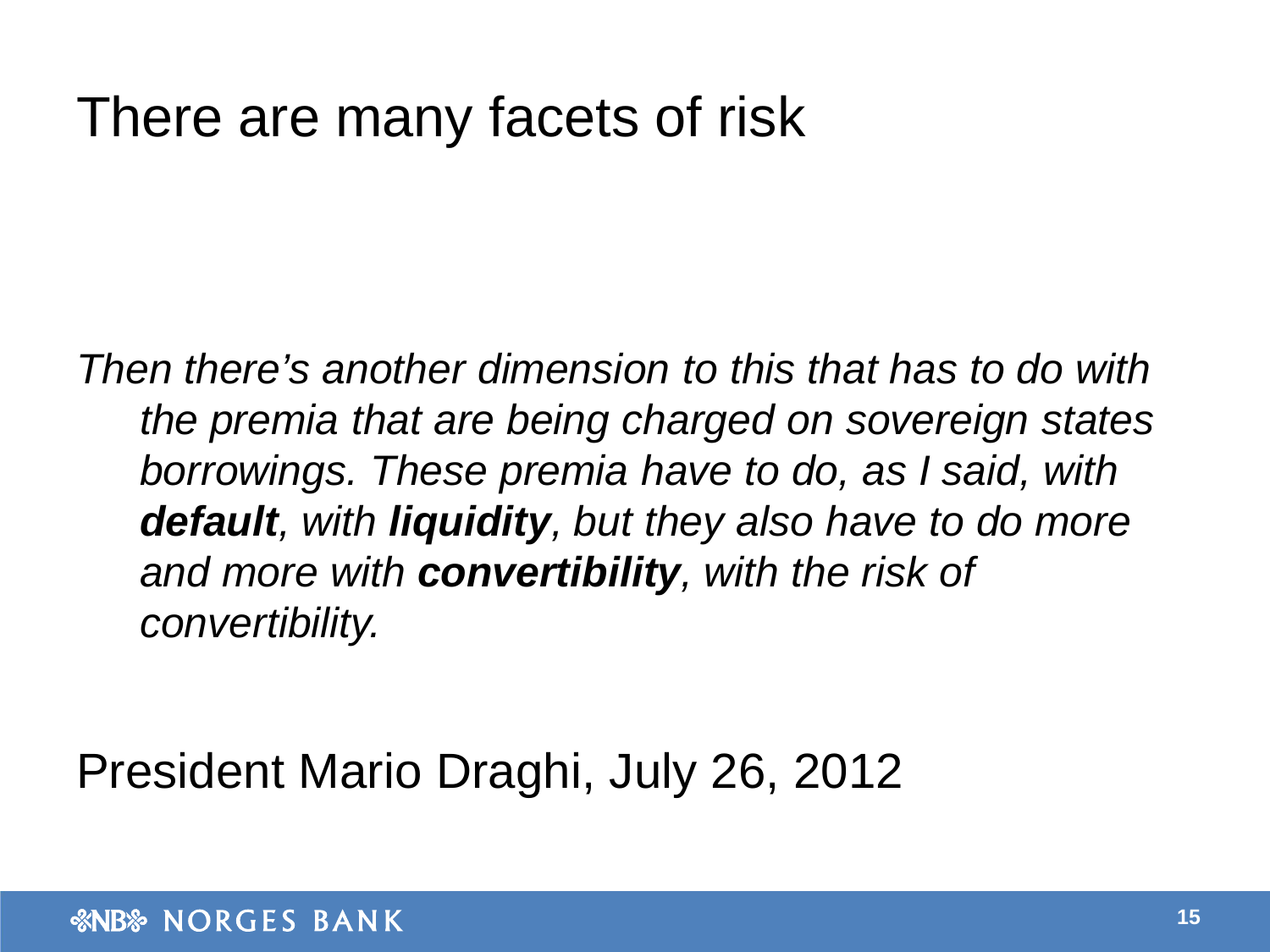# There are many facets of risk

*Then there's another dimension to this that has to do with the premia that are being charged on sovereign states borrowings. These premia have to do, as I said, with* ***default****, with* ***liquidity****, but they also have to do more and more with* ***convertibility****, with the risk of convertibility.*

President Mario Draghi, July 26, 2012